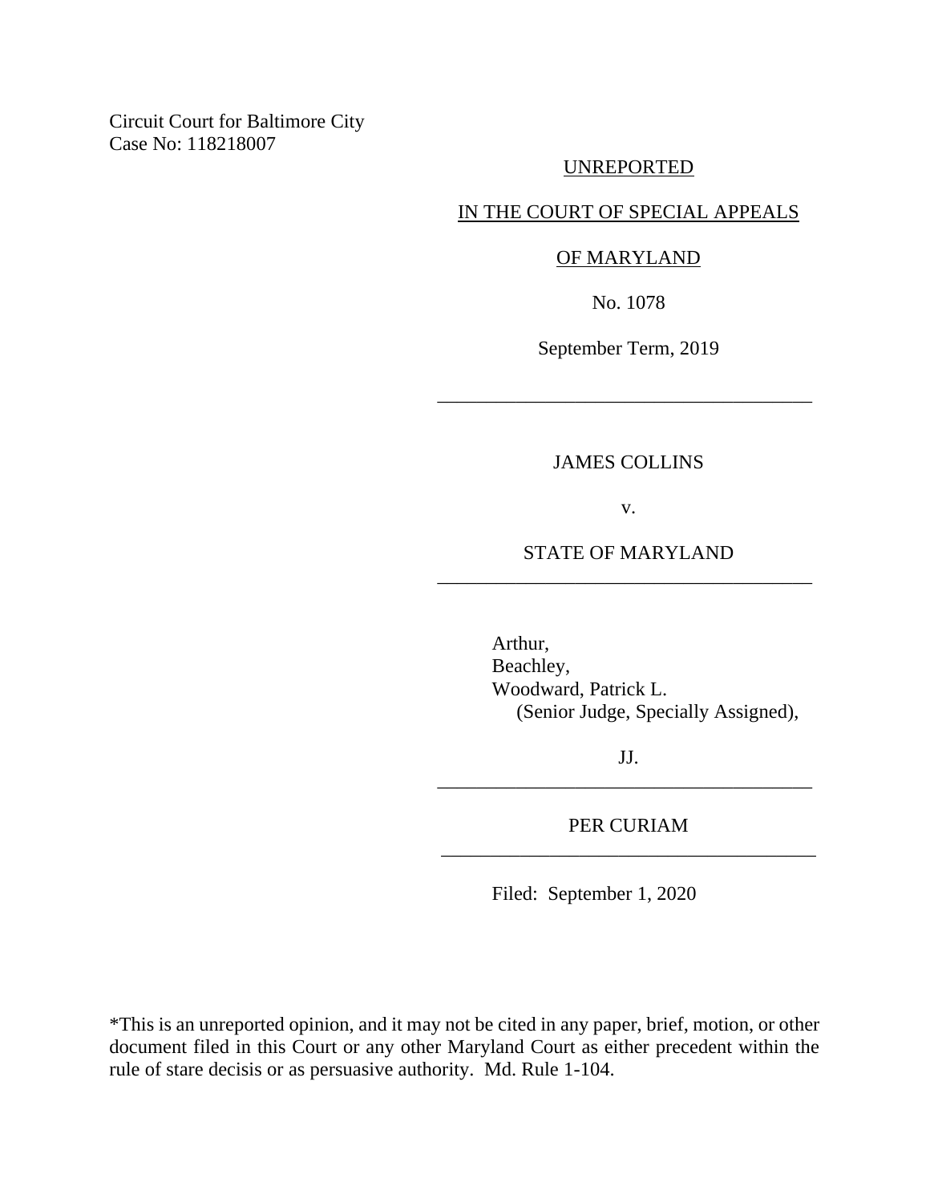Circuit Court for Baltimore City
Case No: 118218007

UNREPORTED

IN THE COURT OF SPECIAL APPEALS

OF MARYLAND

No. 1078

September Term, 2019

---

JAMES COLLINS

v.

STATE OF MARYLAND

---

Arthur,
Beachley,
Woodward, Patrick L.
(Senior Judge, Specially Assigned),

JJ.

---

PER CURIAM

---

Filed: September 1, 2020

*This is an unreported opinion, and it may not be cited in any paper, brief, motion, or other document filed in this Court or any other Maryland Court as either precedent within the rule of stare decisis or as persuasive authority. Md. Rule 1-104.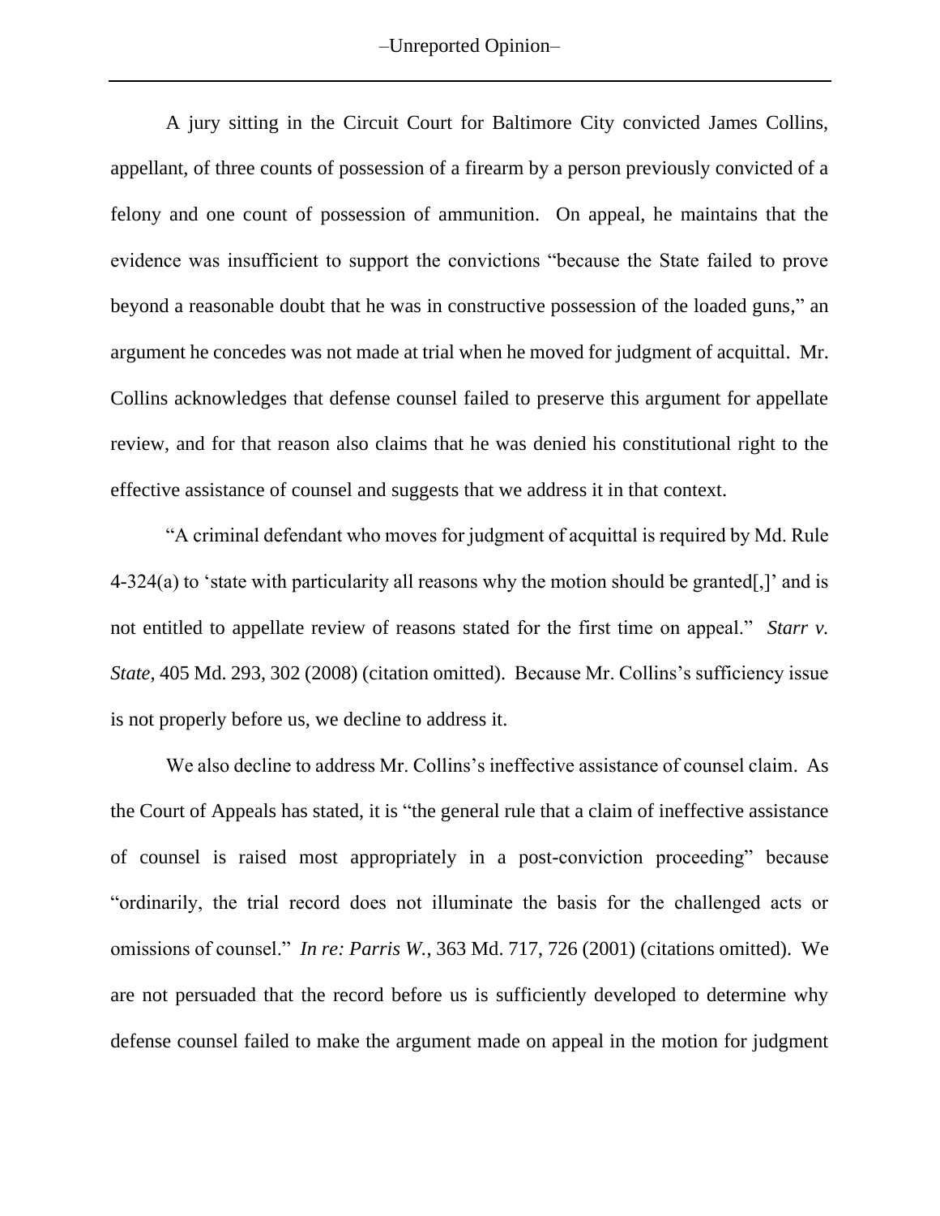A jury sitting in the Circuit Court for Baltimore City convicted James Collins, appellant, of three counts of possession of a firearm by a person previously convicted of a felony and one count of possession of ammunition. On appeal, he maintains that the evidence was insufficient to support the convictions "because the State failed to prove beyond a reasonable doubt that he was in constructive possession of the loaded guns," an argument he concedes was not made at trial when he moved for judgment of acquittal. Mr. Collins acknowledges that defense counsel failed to preserve this argument for appellate review, and for that reason also claims that he was denied his constitutional right to the effective assistance of counsel and suggests that we address it in that context.

"A criminal defendant who moves for judgment of acquittal is required by Md. Rule 4-324(a) to 'state with particularity all reasons why the motion should be granted[,]' and is not entitled to appellate review of reasons stated for the first time on appeal." *Starr v. State*, 405 Md. 293, 302 (2008) (citation omitted). Because Mr. Collins's sufficiency issue is not properly before us, we decline to address it.

We also decline to address Mr. Collins's ineffective assistance of counsel claim. As the Court of Appeals has stated, it is "the general rule that a claim of ineffective assistance of counsel is raised most appropriately in a post-conviction proceeding" because "ordinarily, the trial record does not illuminate the basis for the challenged acts or omissions of counsel." *In re: Parris W.*, 363 Md. 717, 726 (2001) (citations omitted). We are not persuaded that the record before us is sufficiently developed to determine why defense counsel failed to make the argument made on appeal in the motion for judgment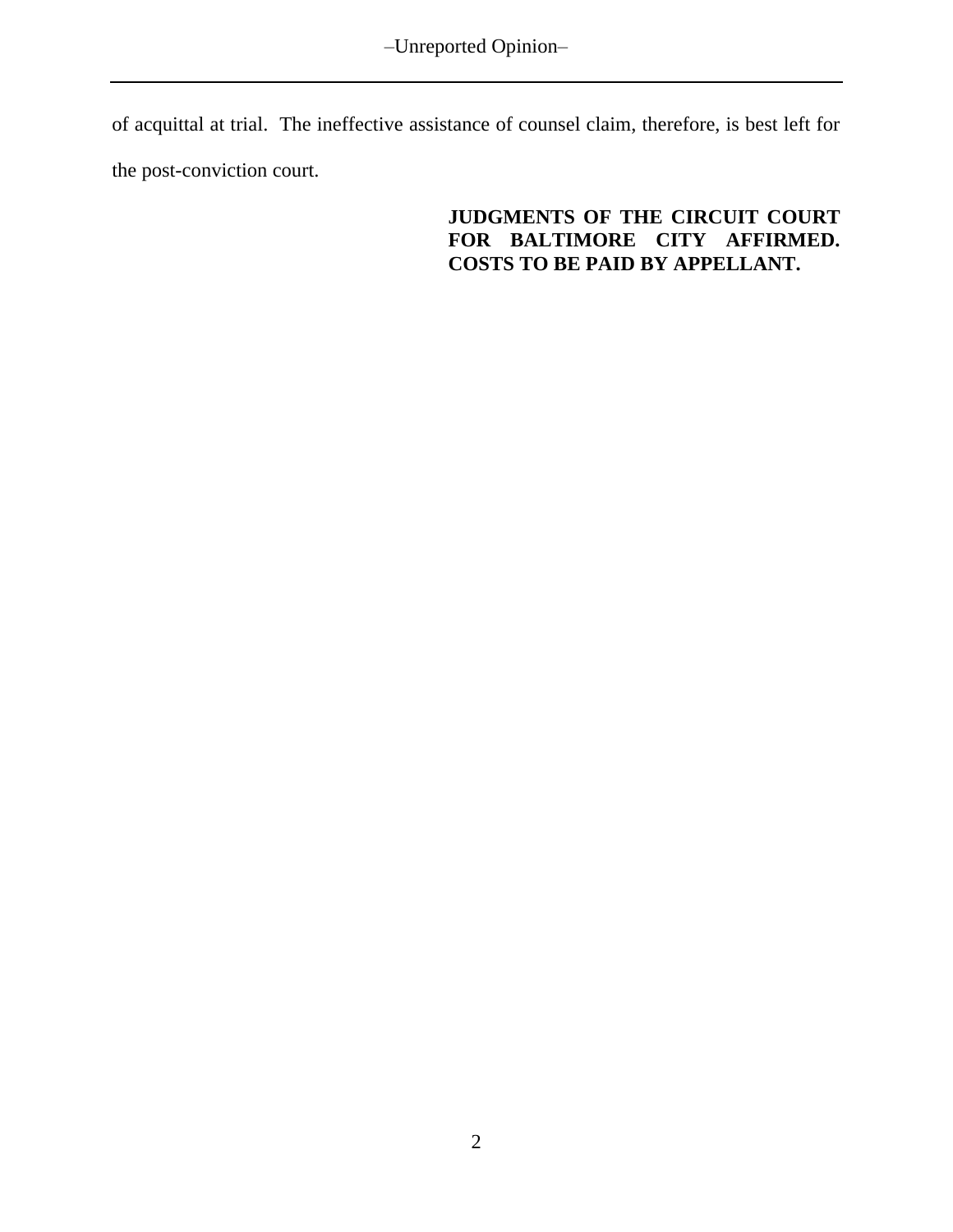of acquittal at trial. The ineffective assistance of counsel claim, therefore, is best left for the post-conviction court.

**JUDGMENTS OF THE CIRCUIT COURT FOR BALTIMORE CITY AFFIRMED. COSTS TO BE PAID BY APPELLANT.**